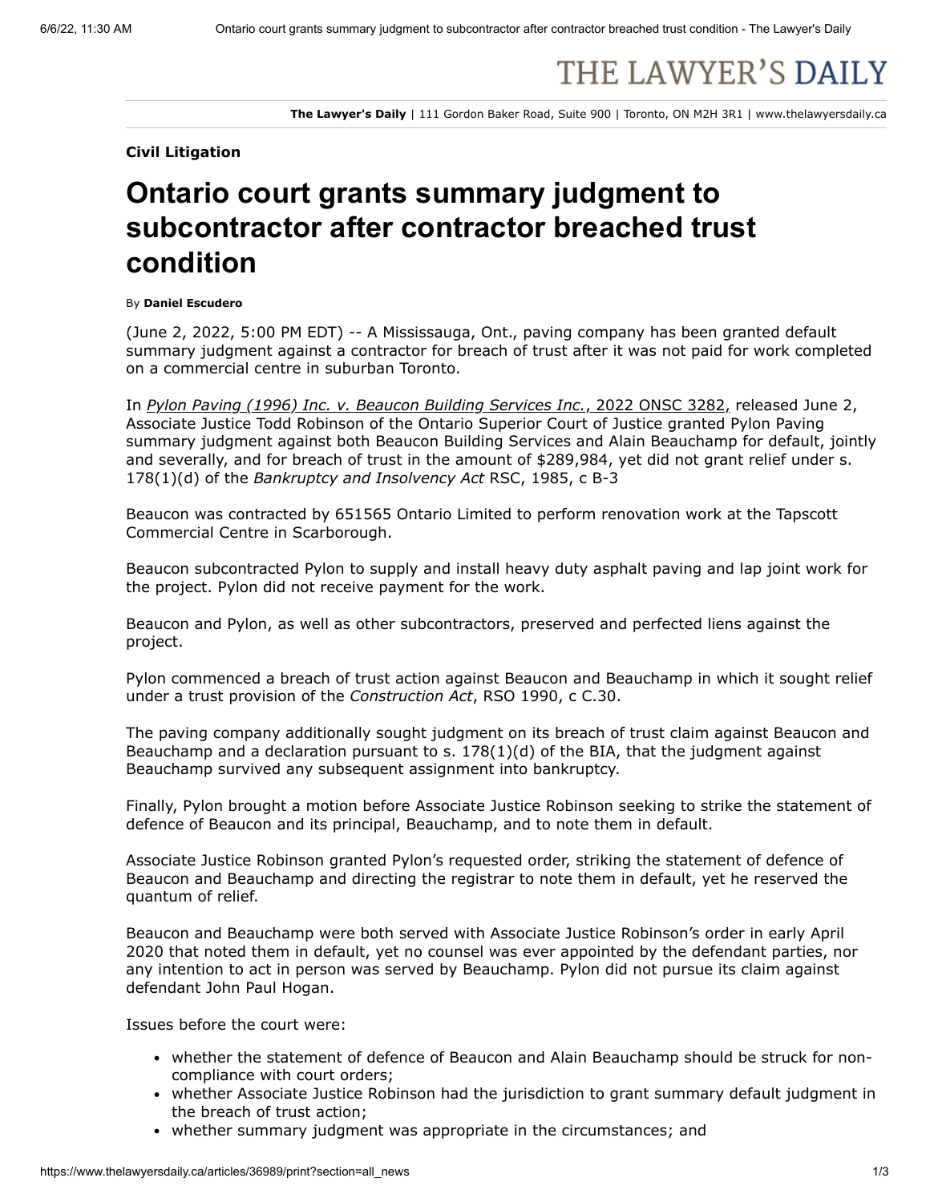THE LAWYER'S DAILY

**The Lawyer's Daily** | 111 Gordon Baker Road, Suite 900 | Toronto, ON M2H 3R1 | www.thelawyersdaily.ca

**Civil Litigation**

# Ontario court grants summary judgment to subcontractor after contractor breached trust condition

By **Daniel Escudero**

(June 2, 2022, 5:00 PM EDT) -- A Mississauga, Ont., paving company has been granted default summary judgment against a contractor for breach of trust after it was not paid for work completed on a commercial centre in suburban Toronto.

In *Pylon Paving (1996) Inc. v. Beaucon Building Services Inc.*, 2022 ONSC 3282, released June 2, Associate Justice Todd Robinson of the Ontario Superior Court of Justice granted Pylon Paving summary judgment against both Beaucon Building Services and Alain Beauchamp for default, jointly and severally, and for breach of trust in the amount of $289,984, yet did not grant relief under s. 178(1)(d) of the *Bankruptcy and Insolvency Act* RSC, 1985, c B-3

Beaucon was contracted by 651565 Ontario Limited to perform renovation work at the Tapscott Commercial Centre in Scarborough.

Beaucon subcontracted Pylon to supply and install heavy duty asphalt paving and lap joint work for the project. Pylon did not receive payment for the work.

Beaucon and Pylon, as well as other subcontractors, preserved and perfected liens against the project.

Pylon commenced a breach of trust action against Beaucon and Beauchamp in which it sought relief under a trust provision of the *Construction Act*, RSO 1990, c C.30.

The paving company additionally sought judgment on its breach of trust claim against Beaucon and Beauchamp and a declaration pursuant to s. 178(1)(d) of the BIA, that the judgment against Beauchamp survived any subsequent assignment into bankruptcy.

Finally, Pylon brought a motion before Associate Justice Robinson seeking to strike the statement of defence of Beaucon and its principal, Beauchamp, and to note them in default.

Associate Justice Robinson granted Pylon's requested order, striking the statement of defence of Beaucon and Beauchamp and directing the registrar to note them in default, yet he reserved the quantum of relief.

Beaucon and Beauchamp were both served with Associate Justice Robinson's order in early April 2020 that noted them in default, yet no counsel was ever appointed by the defendant parties, nor any intention to act in person was served by Beauchamp. Pylon did not pursue its claim against defendant John Paul Hogan.

Issues before the court were:

- whether the statement of defence of Beaucon and Alain Beauchamp should be struck for non-compliance with court orders;
- whether Associate Justice Robinson had the jurisdiction to grant summary default judgment in the breach of trust action;
- whether summary judgment was appropriate in the circumstances; and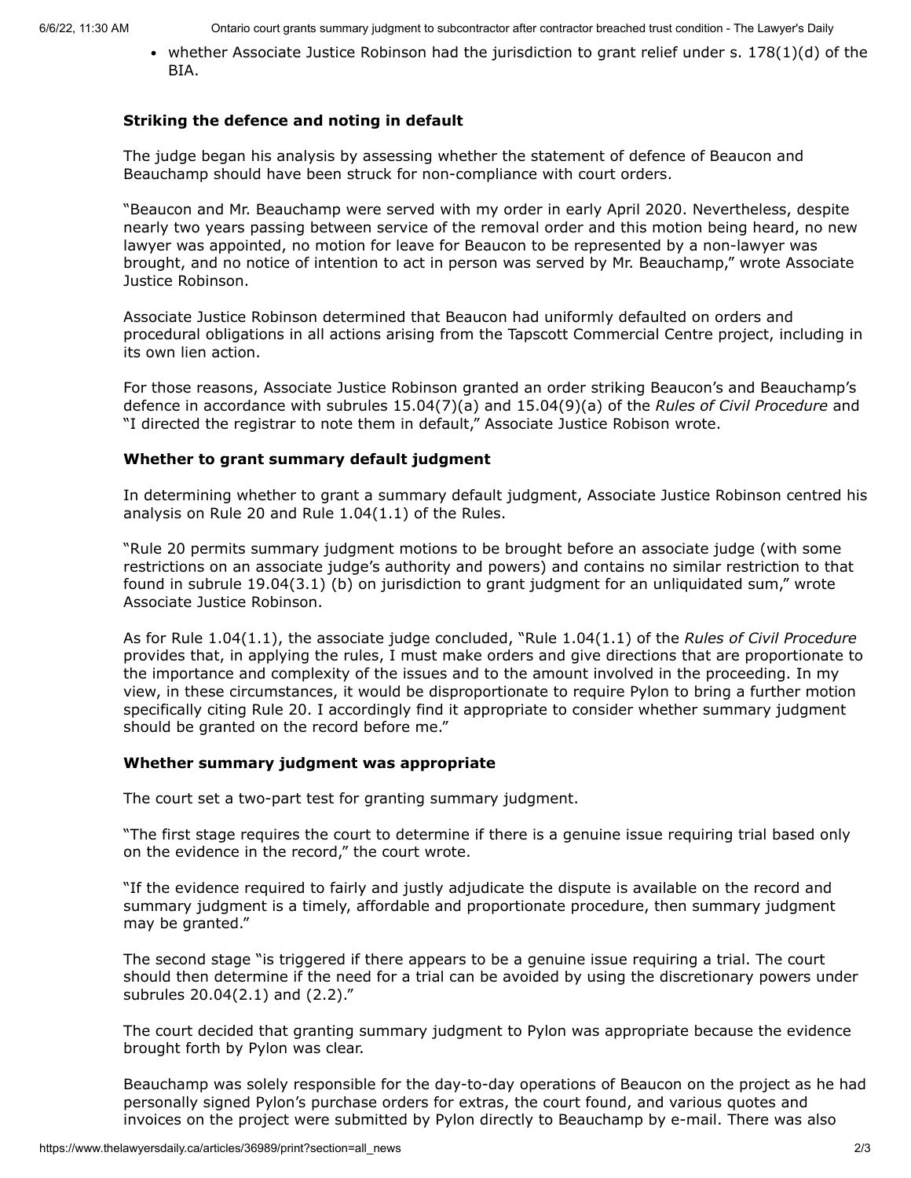- whether Associate Justice Robinson had the jurisdiction to grant relief under s. 178(1)(d) of the BIA.

**Striking the defence and noting in default**

The judge began his analysis by assessing whether the statement of defence of Beaucon and Beauchamp should have been struck for non-compliance with court orders.

"Beaucon and Mr. Beauchamp were served with my order in early April 2020. Nevertheless, despite nearly two years passing between service of the removal order and this motion being heard, no new lawyer was appointed, no motion for leave for Beaucon to be represented by a non-lawyer was brought, and no notice of intention to act in person was served by Mr. Beauchamp," wrote Associate Justice Robinson.

Associate Justice Robinson determined that Beaucon had uniformly defaulted on orders and procedural obligations in all actions arising from the Tapscott Commercial Centre project, including in its own lien action.

For those reasons, Associate Justice Robinson granted an order striking Beaucon's and Beauchamp's defence in accordance with subrules 15.04(7)(a) and 15.04(9)(a) of the *Rules of Civil Procedure* and "I directed the registrar to note them in default," Associate Justice Robison wrote.

**Whether to grant summary default judgment**

In determining whether to grant a summary default judgment, Associate Justice Robinson centred his analysis on Rule 20 and Rule 1.04(1.1) of the Rules.

"Rule 20 permits summary judgment motions to be brought before an associate judge (with some restrictions on an associate judge's authority and powers) and contains no similar restriction to that found in subrule 19.04(3.1) (b) on jurisdiction to grant judgment for an unliquidated sum," wrote Associate Justice Robinson.

As for Rule 1.04(1.1), the associate judge concluded, "Rule 1.04(1.1) of the *Rules of Civil Procedure* provides that, in applying the rules, I must make orders and give directions that are proportionate to the importance and complexity of the issues and to the amount involved in the proceeding. In my view, in these circumstances, it would be disproportionate to require Pylon to bring a further motion specifically citing Rule 20. I accordingly find it appropriate to consider whether summary judgment should be granted on the record before me."

**Whether summary judgment was appropriate**

The court set a two-part test for granting summary judgment.

"The first stage requires the court to determine if there is a genuine issue requiring trial based only on the evidence in the record," the court wrote.

"If the evidence required to fairly and justly adjudicate the dispute is available on the record and summary judgment is a timely, affordable and proportionate procedure, then summary judgment may be granted."

The second stage "is triggered if there appears to be a genuine issue requiring a trial. The court should then determine if the need for a trial can be avoided by using the discretionary powers under subrules 20.04(2.1) and (2.2)."

The court decided that granting summary judgment to Pylon was appropriate because the evidence brought forth by Pylon was clear.

Beauchamp was solely responsible for the day-to-day operations of Beaucon on the project as he had personally signed Pylon's purchase orders for extras, the court found, and various quotes and invoices on the project were submitted by Pylon directly to Beauchamp by e-mail. There was also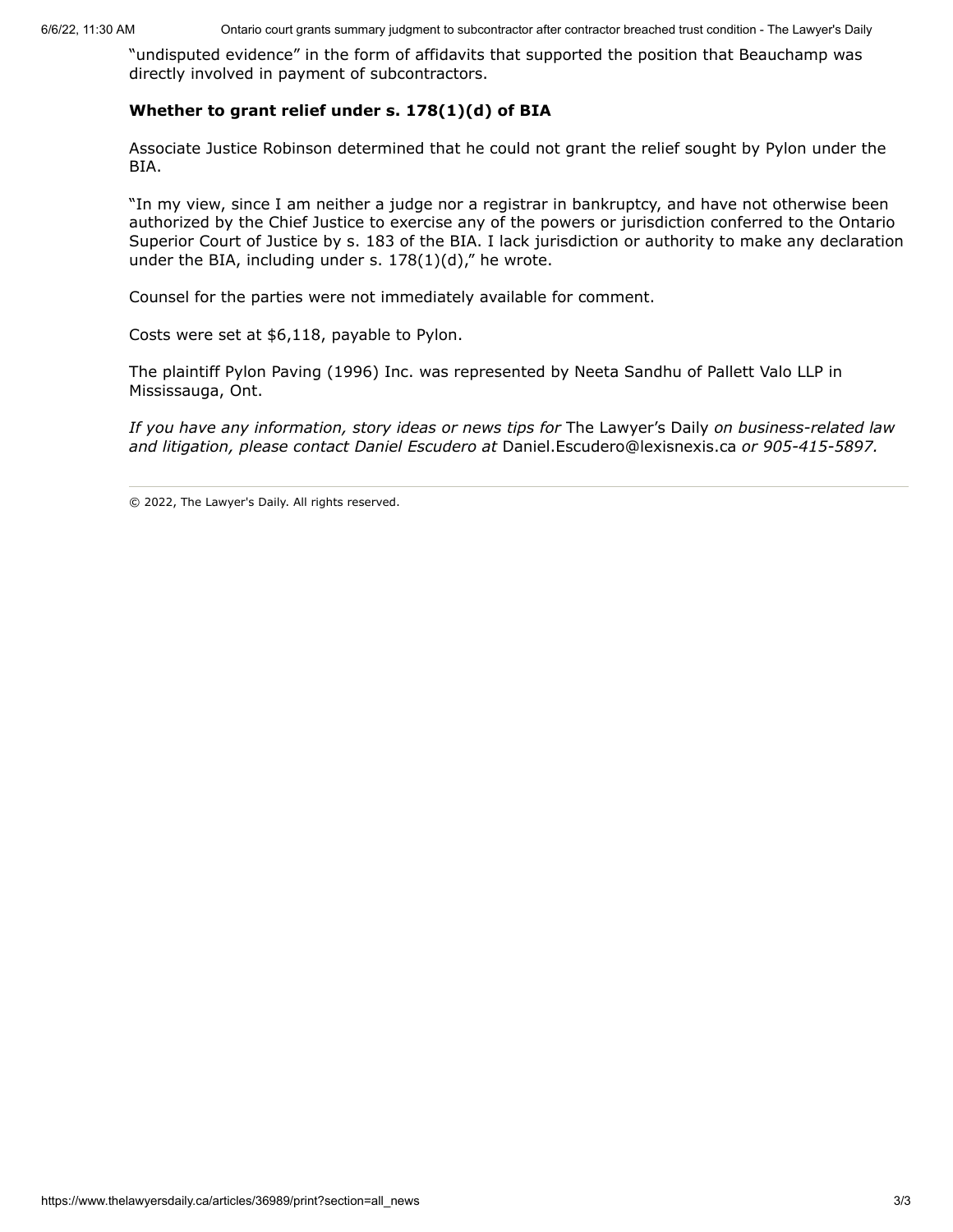"undisputed evidence" in the form of affidavits that supported the position that Beauchamp was directly involved in payment of subcontractors.

**Whether to grant relief under s. 178(1)(d) of BIA**

Associate Justice Robinson determined that he could not grant the relief sought by Pylon under the BIA.

"In my view, since I am neither a judge nor a registrar in bankruptcy, and have not otherwise been authorized by the Chief Justice to exercise any of the powers or jurisdiction conferred to the Ontario Superior Court of Justice by s. 183 of the BIA. I lack jurisdiction or authority to make any declaration under the BIA, including under s. 178(1)(d)," he wrote.

Counsel for the parties were not immediately available for comment.

Costs were set at $6,118, payable to Pylon.

The plaintiff Pylon Paving (1996) Inc. was represented by Neeta Sandhu of Pallett Valo LLP in Mississauga, Ont.

*If you have any information, story ideas or news tips for* The Lawyer's Daily *on business-related law and litigation, please contact Daniel Escudero at* Daniel.Escudero@lexisnexis.ca *or 905-415-5897.*

---

© 2022, The Lawyer's Daily. All rights reserved.